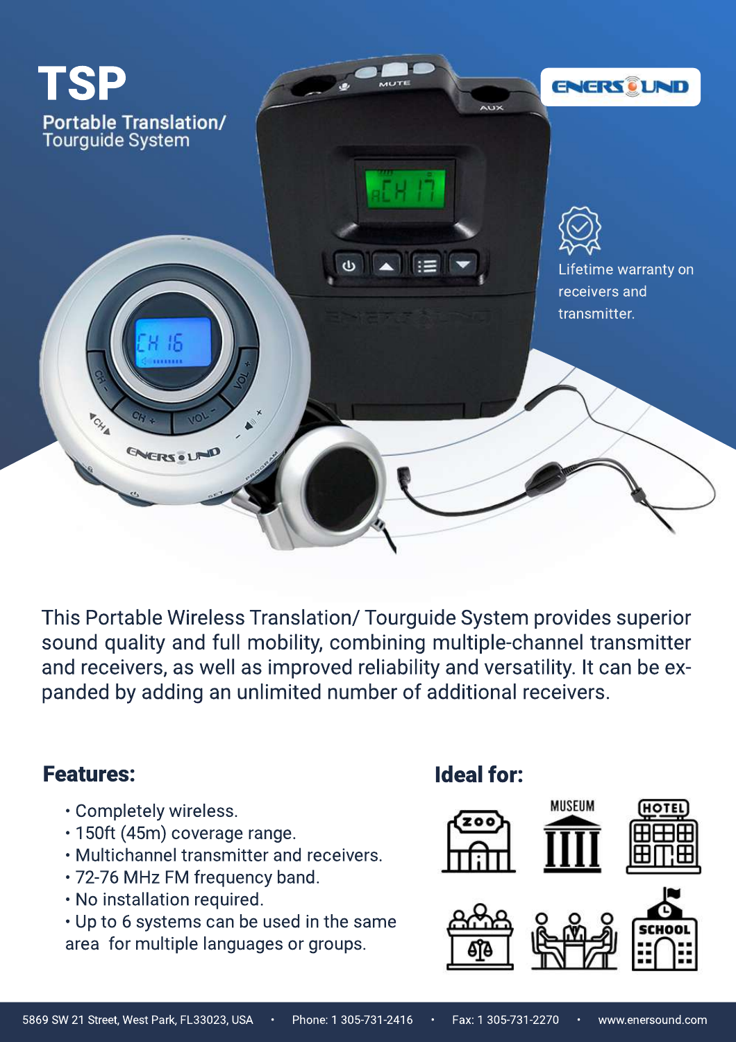# TSP

## Portable Translation/ Tourguide System

Lifetime warranty on receivers and transmitter.

This Portable Wireless Translation/ Tourguide System provides superior sound quality and full mobility, combining multiple-channel transmitter and receivers, as well as improved reliability and versatility. It can be expanded by adding an unlimited number of additional receivers.

## Features:

- Completely wireless.
- 150ft (45m) coverage range.
- Multichannel transmitter and receivers.
- 72-76 MHz FM frequency band.
- No installation required.
- Up to 6 systems can be used in the same area for multiple languages or groups.

## Ideal for:

ZOO, MUSEUM, HOTEL, SCHOOL

5869 SW 21 Street, West Park, FL33023, USA • Phone: 1 305-731-2416 • Fax: 1 305-731-2270 • www.enersound.com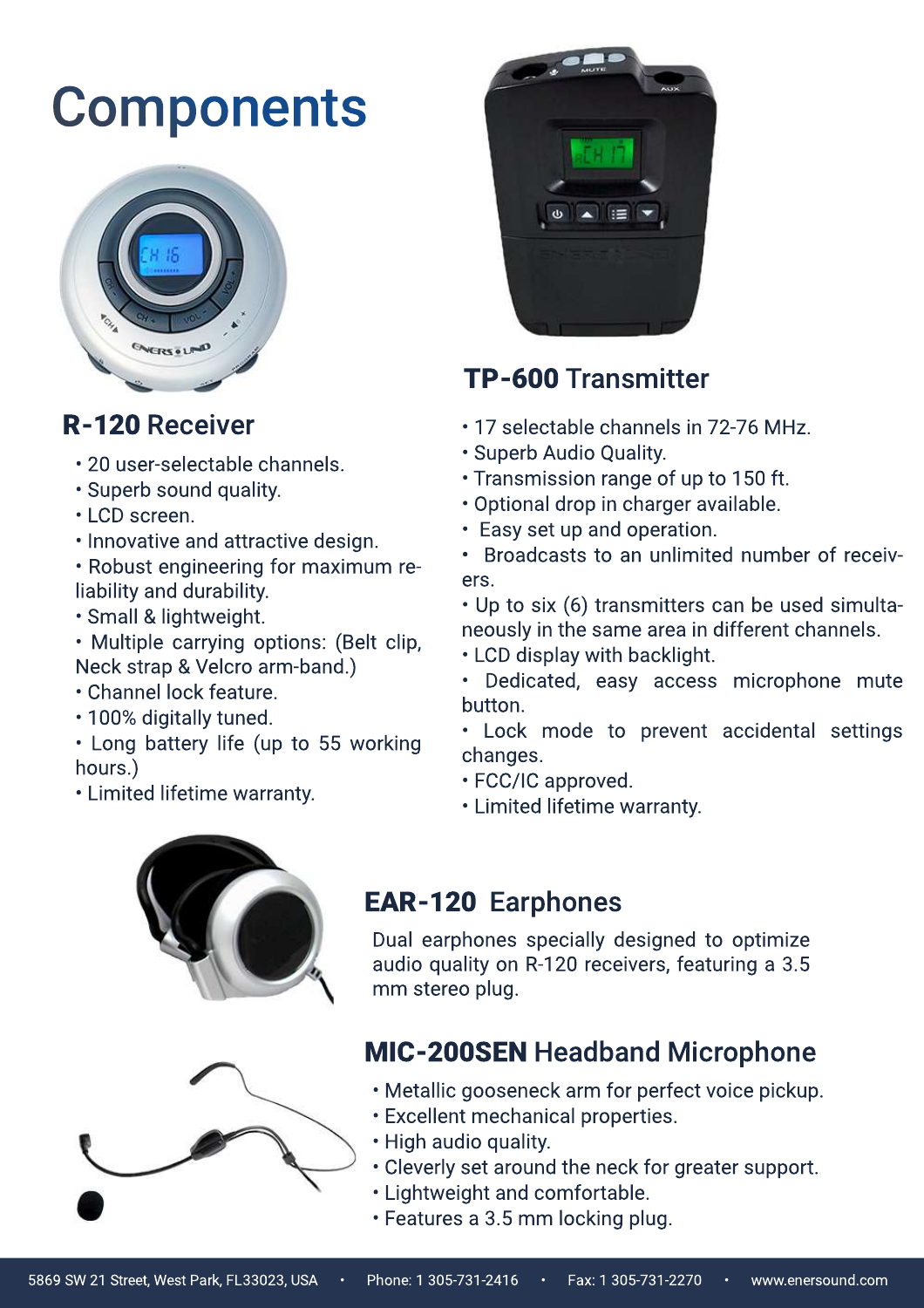# Components

## R-120 Receiver

- 20 user-selectable channels.
- Superb sound quality.
- LCD screen.
- Innovative and attractive design.
- Robust engineering for maximum reliability and durability.
- Small & lightweight.
- Multiple carrying options: (Belt clip, Neck strap & Velcro arm-band.)
- Channel lock feature.
- 100% digitally tuned.
- Long battery life (up to 55 working hours.)
- Limited lifetime warranty.

## TP-600 Transmitter

- 17 selectable channels in 72-76 MHz.
- Superb Audio Quality.
- Transmission range of up to 150 ft.
- Optional drop in charger available.
- Easy set up and operation.
- Broadcasts to an unlimited number of receivers.
- Up to six (6) transmitters can be used simultaneously in the same area in different channels.
- LCD display with backlight.
- Dedicated, easy access microphone mute button.
- Lock mode to prevent accidental settings changes.
- FCC/IC approved.
- Limited lifetime warranty.

## EAR-120 Earphones

Dual earphones specially designed to optimize audio quality on R-120 receivers, featuring a 3.5 mm stereo plug.

## MIC-200SEN Headband Microphone

- Metallic gooseneck arm for perfect voice pickup.
- Excellent mechanical properties.
- High audio quality.
- Cleverly set around the neck for greater support.
- Lightweight and comfortable.
- Features a 3.5 mm locking plug.

5869 SW 21 Street, West Park, FL33023, USA • Phone: 1 305-731-2416 • Fax: 1 305-731-2270 • www.enersound.com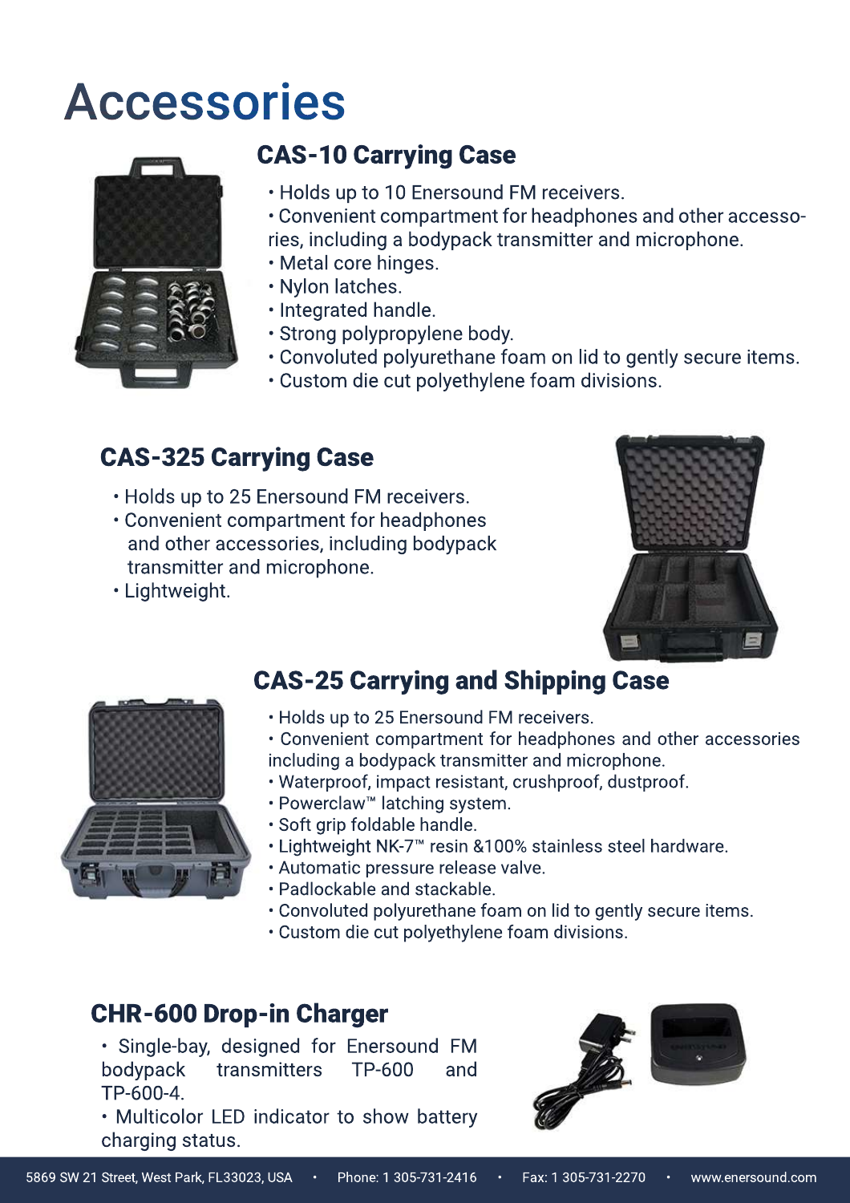# Accessories

## CAS-10 Carrying Case

- Holds up to 10 Enersound FM receivers.
- Convenient compartment for headphones and other accessories, including a bodypack transmitter and microphone.
- Metal core hinges.
- Nylon latches.
- Integrated handle.
- Strong polypropylene body.
- Convoluted polyurethane foam on lid to gently secure items.
- Custom die cut polyethylene foam divisions.

## CAS-325 Carrying Case

- Holds up to 25 Enersound FM receivers.
- Convenient compartment for headphones and other accessories, including bodypack transmitter and microphone.
- Lightweight.

## CAS-25 Carrying and Shipping Case

- Holds up to 25 Enersound FM receivers.
- Convenient compartment for headphones and other accessories including a bodypack transmitter and microphone.
- Waterproof, impact resistant, crushproof, dustproof.
- Powerclaw™ latching system.
- Soft grip foldable handle.
- Lightweight NK-7™ resin &100% stainless steel hardware.
- Automatic pressure release valve.
- Padlockable and stackable.
- Convoluted polyurethane foam on lid to gently secure items.
- Custom die cut polyethylene foam divisions.

## CHR-600 Drop-in Charger

- Single-bay, designed for Enersound FM bodypack transmitters TP-600 and TP-600-4.
- Multicolor LED indicator to show battery charging status.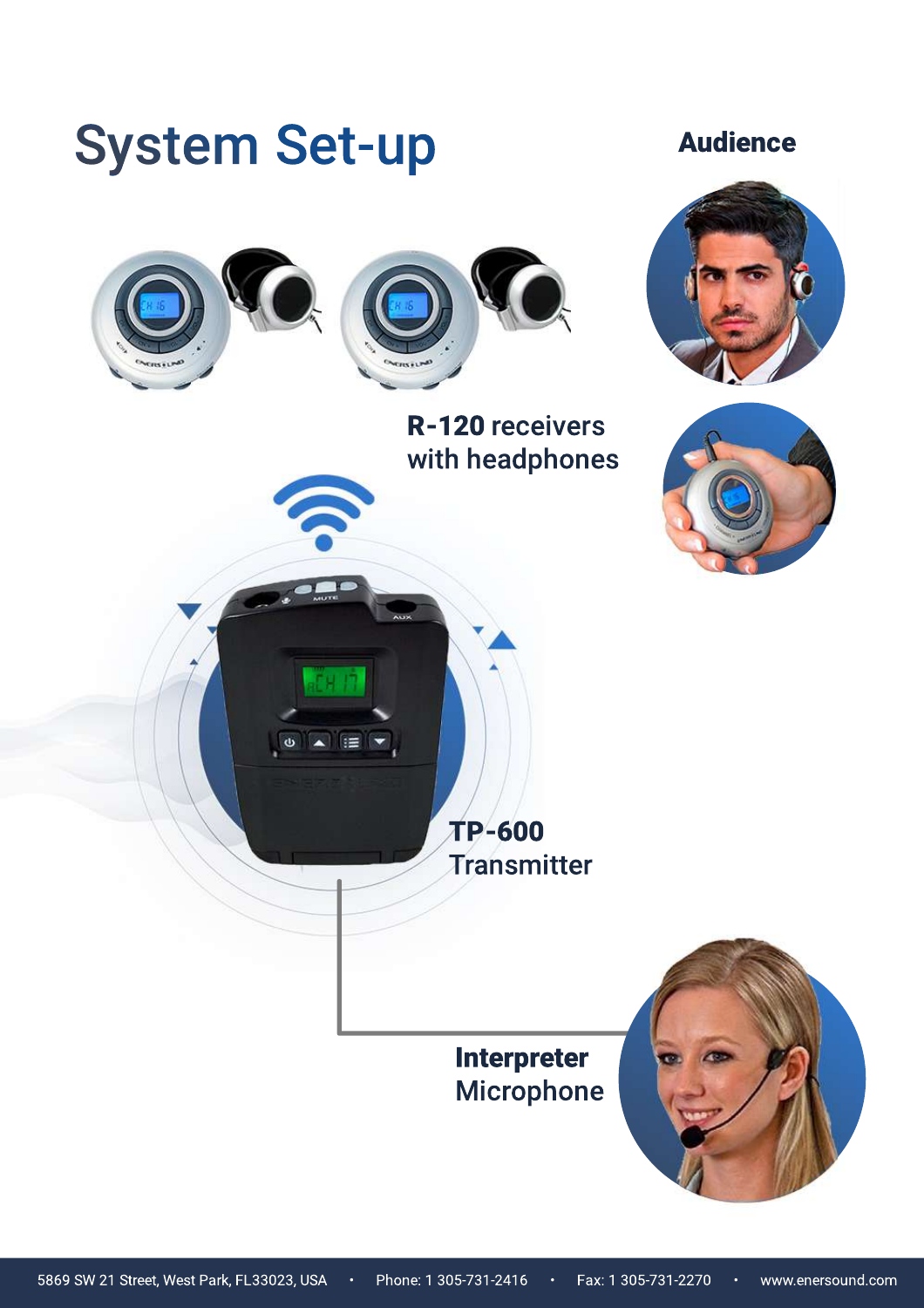# System Set-up

**Audience**

**R-120** receivers with headphones

**TP-600** Transmitter

**Interpreter** Microphone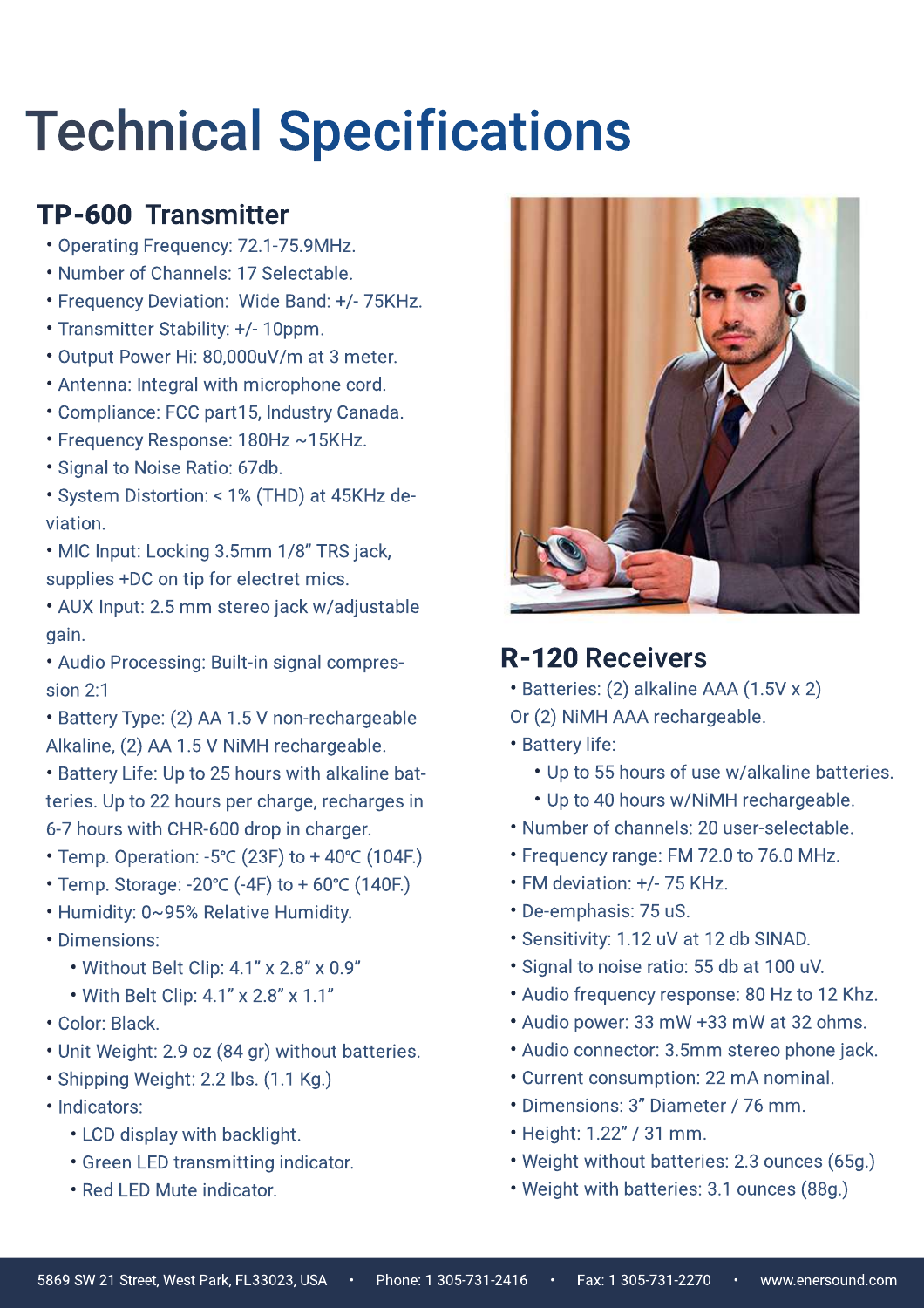# Technical Specifications

## TP-600 Transmitter

- Operating Frequency: 72.1-75.9MHz.
- Number of Channels: 17 Selectable.
- Frequency Deviation: Wide Band: +/- 75KHz.
- Transmitter Stability: +/- 10ppm.
- Output Power Hi: 80,000uV/m at 3 meter.
- Antenna: Integral with microphone cord.
- Compliance: FCC part15, Industry Canada.
- Frequency Response: 180Hz ~15KHz.
- Signal to Noise Ratio: 67db.
- System Distortion: < 1% (THD) at 45KHz deviation.
- MIC Input: Locking 3.5mm 1/8" TRS jack, supplies +DC on tip for electret mics.
- AUX Input: 2.5 mm stereo jack w/adjustable gain.
- Audio Processing: Built-in signal compression 2:1
- Battery Type: (2) AA 1.5 V non-rechargeable Alkaline, (2) AA 1.5 V NiMH rechargeable.
- Battery Life: Up to 25 hours with alkaline batteries. Up to 22 hours per charge, recharges in 6-7 hours with CHR-600 drop in charger.
- Temp. Operation: -5°C (23F) to + 40°C (104F.)
- Temp. Storage: -20°C (-4F) to + 60°C (140F.)
- Humidity: 0~95% Relative Humidity.
- Dimensions:
  - Without Belt Clip: 4.1" x 2.8" x 0.9"
  - With Belt Clip: 4.1" x 2.8" x 1.1"
- Color: Black.
- Unit Weight: 2.9 oz (84 gr) without batteries.
- Shipping Weight: 2.2 lbs. (1.1 Kg.)
- Indicators:
  - LCD display with backlight.
  - Green LED transmitting indicator.
  - Red LED Mute indicator.

## R-120 Receivers

- Batteries: (2) alkaline AAA (1.5V x 2) Or (2) NiMH AAA rechargeable.
- Battery life:
  - Up to 55 hours of use w/alkaline batteries.
  - Up to 40 hours w/NiMH rechargeable.
- Number of channels: 20 user-selectable.
- Frequency range: FM 72.0 to 76.0 MHz.
- FM deviation: +/- 75 KHz.
- De-emphasis: 75 uS.
- Sensitivity: 1.12 uV at 12 db SINAD.
- Signal to noise ratio: 55 db at 100 uV.
- Audio frequency response: 80 Hz to 12 Khz.
- Audio power: 33 mW +33 mW at 32 ohms.
- Audio connector: 3.5mm stereo phone jack.
- Current consumption: 22 mA nominal.
- Dimensions: 3" Diameter / 76 mm.
- Height: 1.22" / 31 mm.
- Weight without batteries: 2.3 ounces (65g.)
- Weight with batteries: 3.1 ounces (88g.)

5869 SW 21 Street, West Park, FL33023, USA • Phone: 1 305-731-2416 • Fax: 1 305-731-2270 • www.enersound.com